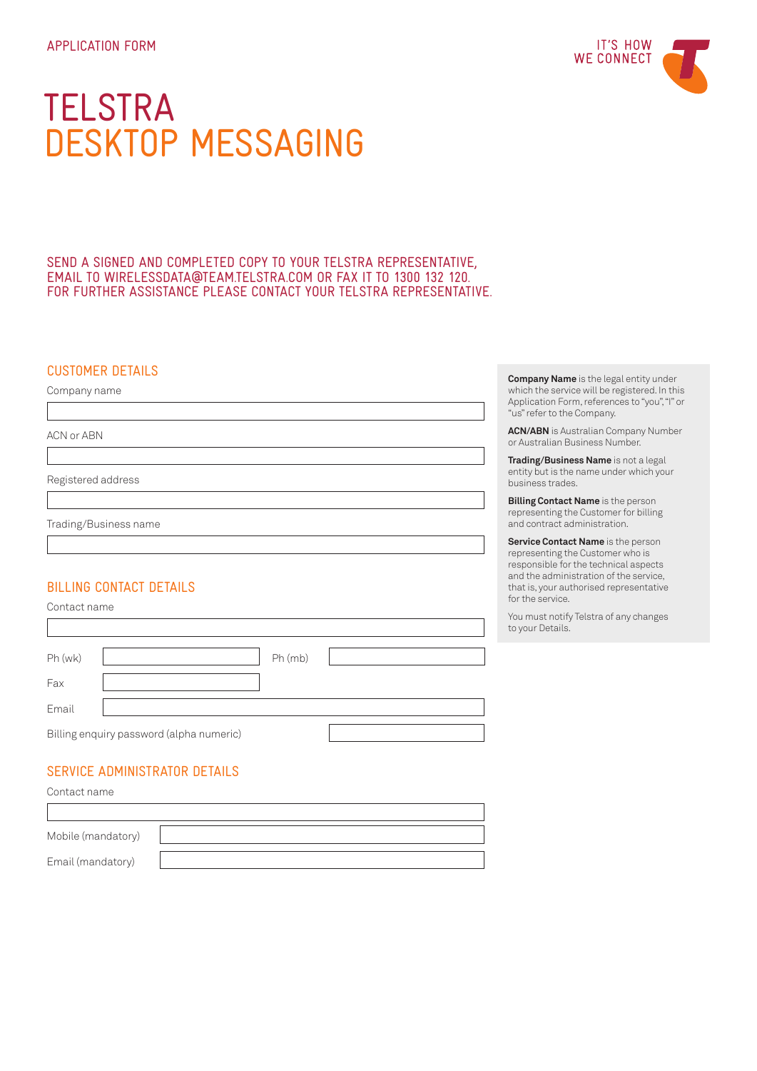APPLICATION FORM

IT'S HOW WE CONNECT

# TELSTRA DESKTOP MESSAGING

SEND A SIGNED AND COMPLETED COPY TO YOUR TELSTRA REPRESENTATIVE, EMAIL TO WIRELESSDATA@TEAM.TELSTRA.COM OR FAX IT TO 1300 132 120. FOR FURTHER ASSISTANCE PLEASE CONTACT YOUR TELSTRA REPRESENTATIVE.

## CUSTOMER DETAILS

Company name

ACN or ABN

Registered address

Trading/Business name

## BILLING CONTACT DETAILS

Contact name

Ph (wk) Ph (mb)

Fax

Email

Billing enquiry password (alpha numeric)

## SERVICE ADMINISTRATOR DETAILS

Contact name

Mobile (mandatory)

Email (mandatory)

**Company Name** is the legal entity under which the service will be registered. In this Application Form, references to "you", "I" or "us" refer to the Company.

**ACN/ABN** is Australian Company Number or Australian Business Number.

**Trading/Business Name** is not a legal entity but is the name under which your business trades.

**Billing Contact Name** is the person representing the Customer for billing and contract administration.

**Service Contact Name** is the person representing the Customer who is responsible for the technical aspects and the administration of the service, that is, your authorised representative for the service.

You must notify Telstra of any changes to your Details.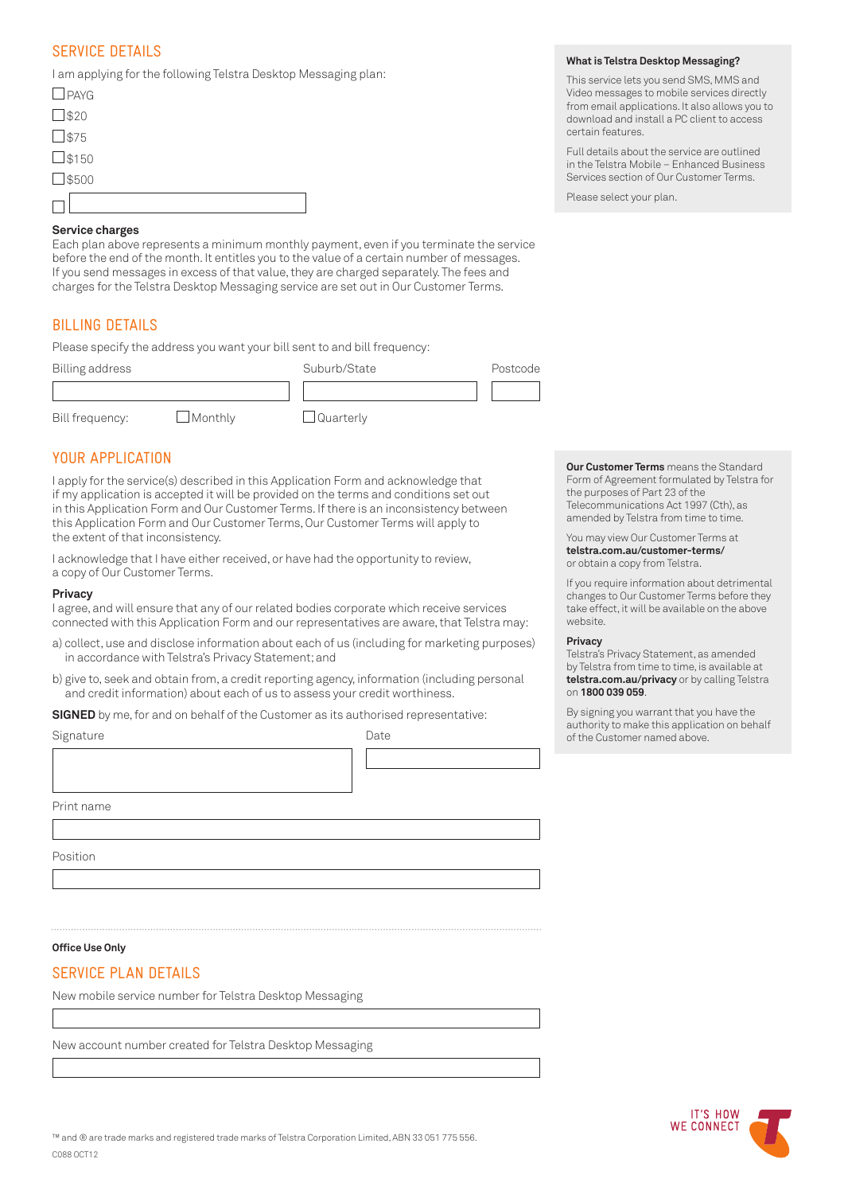## SERVICE DETAILS

I am applying for the following Telstra Desktop Messaging plan:

☐ PAYG

☐ $20

☐ $75

☐ $150

☐ $500

☐ ____________________

### Service charges

Each plan above represents a minimum monthly payment, even if you terminate the service before the end of the month. It entitles you to the value of a certain number of messages. If you send messages in excess of that value, they are charged separately. The fees and charges for the Telstra Desktop Messaging service are set out in Our Customer Terms.

**What is Telstra Desktop Messaging?**

This service lets you send SMS, MMS and Video messages to mobile services directly from email applications. It also allows you to download and install a PC client to access certain features.

Full details about the service are outlined in the Telstra Mobile – Enhanced Business Services section of Our Customer Terms.

Please select your plan.

## BILLING DETAILS

Please specify the address you want your bill sent to and bill frequency:

| Billing address | Suburb/State | Postcode |
|---|---|---|
| | | |

Bill frequency: ☐ Monthly ☐ Quarterly

## YOUR APPLICATION

I apply for the service(s) described in this Application Form and acknowledge that if my application is accepted it will be provided on the terms and conditions set out in this Application Form and Our Customer Terms. If there is an inconsistency between this Application Form and Our Customer Terms, Our Customer Terms will apply to the extent of that inconsistency.

I acknowledge that I have either received, or have had the opportunity to review, a copy of Our Customer Terms.

### Privacy

I agree, and will ensure that any of our related bodies corporate which receive services connected with this Application Form and our representatives are aware, that Telstra may:

a) collect, use and disclose information about each of us (including for marketing purposes) in accordance with Telstra's Privacy Statement; and

b) give to, seek and obtain from, a credit reporting agency, information (including personal and credit information) about each of us to assess your credit worthiness.

**SIGNED** by me, for and on behalf of the Customer as its authorised representative:

Signature ____________________ Date ____________________

Print name ____________________

Position ____________________

**Our Customer Terms** means the Standard Form of Agreement formulated by Telstra for the purposes of Part 23 of the Telecommunications Act 1997 (Cth), as amended by Telstra from time to time.

You may view Our Customer Terms at **telstra.com.au/customer-terms/** or obtain a copy from Telstra.

If you require information about detrimental changes to Our Customer Terms before they take effect, it will be available on the above website.

**Privacy**

Telstra's Privacy Statement, as amended by Telstra from time to time, is available at **telstra.com.au/privacy** or by calling Telstra on **1800 039 059**.

By signing you warrant that you have the authority to make this application on behalf of the Customer named above.

**Office Use Only**

## SERVICE PLAN DETAILS

New mobile service number for Telstra Desktop Messaging

____________________

New account number created for Telstra Desktop Messaging

____________________

IT'S HOW WE CONNECT

™ and ® are trade marks and registered trade marks of Telstra Corporation Limited, ABN 33 051 775 556.

C088 OCT12